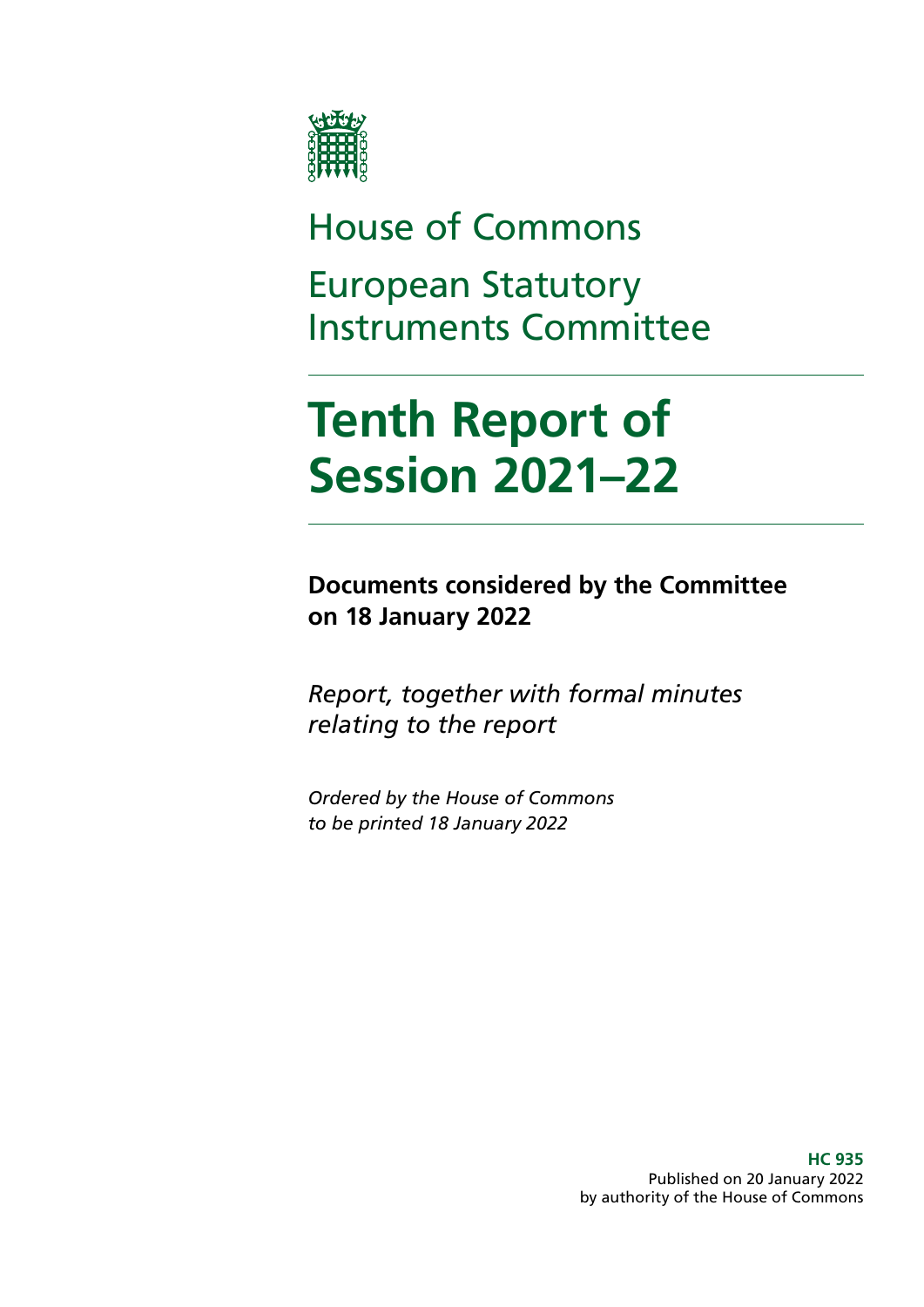House of Commons

European Statutory Instruments Committee

# Tenth Report of Session 2021–22

**Documents considered by the Committee on 18 January 2022**

*Report, together with formal minutes relating to the report*

*Ordered by the House of Commons to be printed 18 January 2022*

**HC 935**
Published on 20 January 2022
by authority of the House of Commons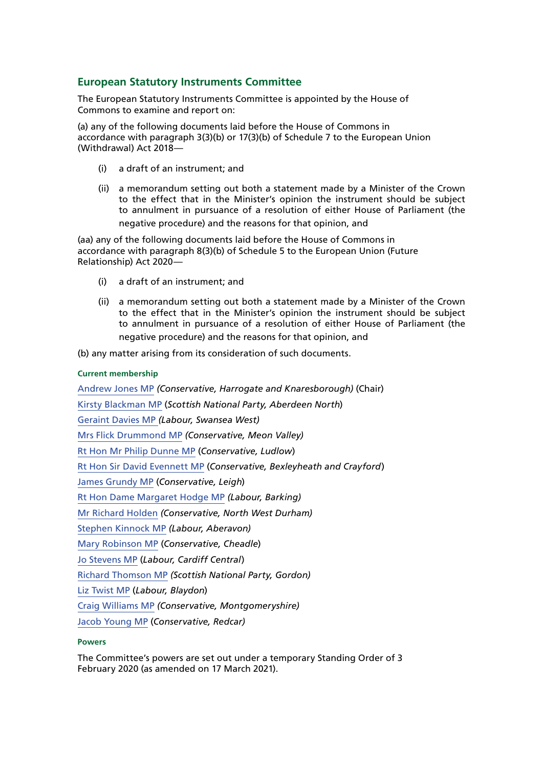## European Statutory Instruments Committee

The European Statutory Instruments Committee is appointed by the House of Commons to examine and report on:

(a) any of the following documents laid before the House of Commons in accordance with paragraph 3(3)(b) or 17(3)(b) of Schedule 7 to the European Union (Withdrawal) Act 2018—

- (i) a draft of an instrument; and
- (ii) a memorandum setting out both a statement made by a Minister of the Crown to the effect that in the Minister's opinion the instrument should be subject to annulment in pursuance of a resolution of either House of Parliament (the negative procedure) and the reasons for that opinion, and

(aa) any of the following documents laid before the House of Commons in accordance with paragraph 8(3)(b) of Schedule 5 to the European Union (Future Relationship) Act 2020—

- (i) a draft of an instrument; and
- (ii) a memorandum setting out both a statement made by a Minister of the Crown to the effect that in the Minister's opinion the instrument should be subject to annulment in pursuance of a resolution of either House of Parliament (the negative procedure) and the reasons for that opinion, and

(b) any matter arising from its consideration of such documents.

#### Current membership

Andrew Jones MP *(Conservative, Harrogate and Knaresborough)* (Chair)

Kirsty Blackman MP (*Scottish National Party, Aberdeen North*)

Geraint Davies MP *(Labour, Swansea West)*

Mrs Flick Drummond MP *(Conservative, Meon Valley)*

Rt Hon Mr Philip Dunne MP (*Conservative, Ludlow*)

Rt Hon Sir David Evennett MP (*Conservative, Bexleyheath and Crayford*)

James Grundy MP (*Conservative, Leigh*)

Rt Hon Dame Margaret Hodge MP *(Labour, Barking)*

Mr Richard Holden *(Conservative, North West Durham)*

Stephen Kinnock MP *(Labour, Aberavon)*

Mary Robinson MP (*Conservative, Cheadle*)

Jo Stevens MP (*Labour, Cardiff Central*)

Richard Thomson MP *(Scottish National Party, Gordon)*

Liz Twist MP (*Labour, Blaydon*)

Craig Williams MP *(Conservative, Montgomeryshire)*

Jacob Young MP (*Conservative, Redcar)*

#### Powers

The Committee's powers are set out under a temporary Standing Order of 3 February 2020 (as amended on 17 March 2021).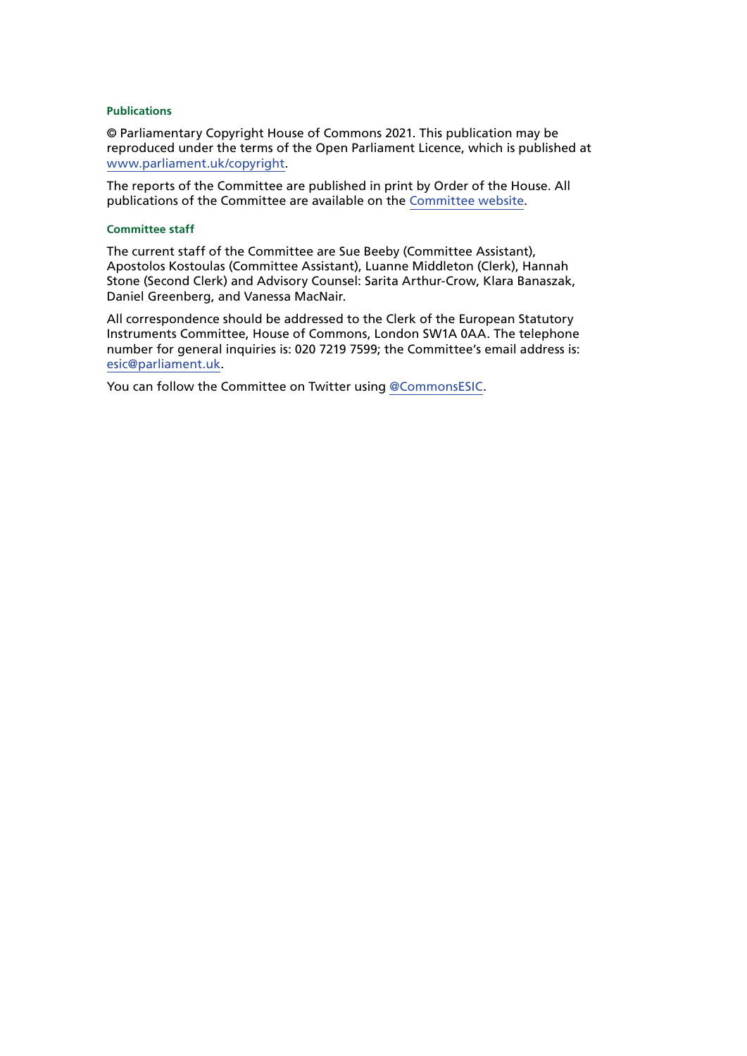#### Publications

© Parliamentary Copyright House of Commons 2021. This publication may be reproduced under the terms of the Open Parliament Licence, which is published at [www.parliament.uk/copyright](www.parliament.uk/copyright).

The reports of the Committee are published in print by Order of the House. All publications of the Committee are available on the Committee website.

#### Committee staff

The current staff of the Committee are Sue Beeby (Committee Assistant), Apostolos Kostoulas (Committee Assistant), Luanne Middleton (Clerk), Hannah Stone (Second Clerk) and Advisory Counsel: Sarita Arthur-Crow, Klara Banaszak, Daniel Greenberg, and Vanessa MacNair.

All correspondence should be addressed to the Clerk of the European Statutory Instruments Committee, House of Commons, London SW1A 0AA. The telephone number for general inquiries is: 020 7219 7599; the Committee's email address is: esic@parliament.uk.

You can follow the Committee on Twitter using @CommonsESIC.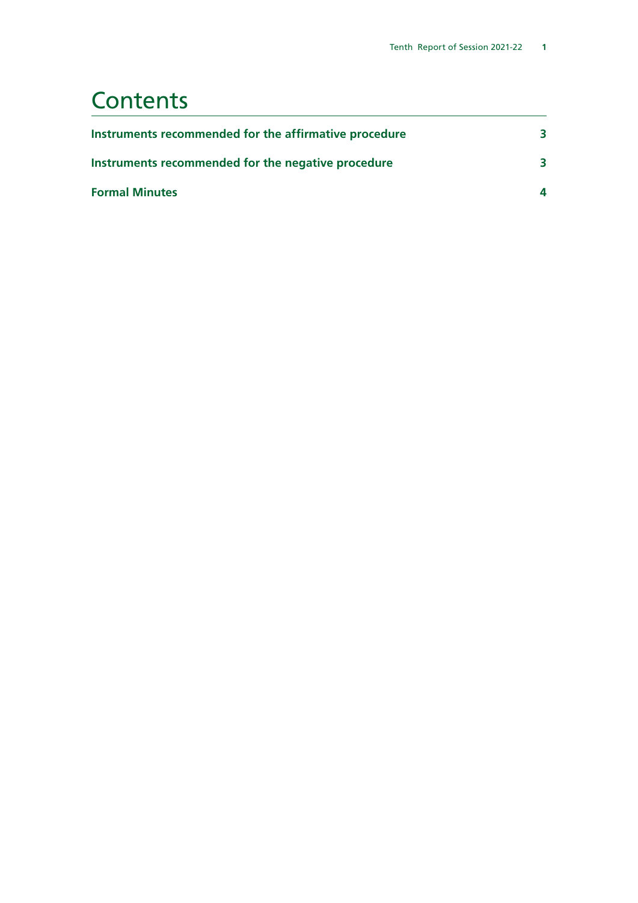# Contents

| | |
|---|---|
| **Instruments recommended for the affirmative procedure** | **3** |
| **Instruments recommended for the negative procedure** | **3** |
| **Formal Minutes** | **4** |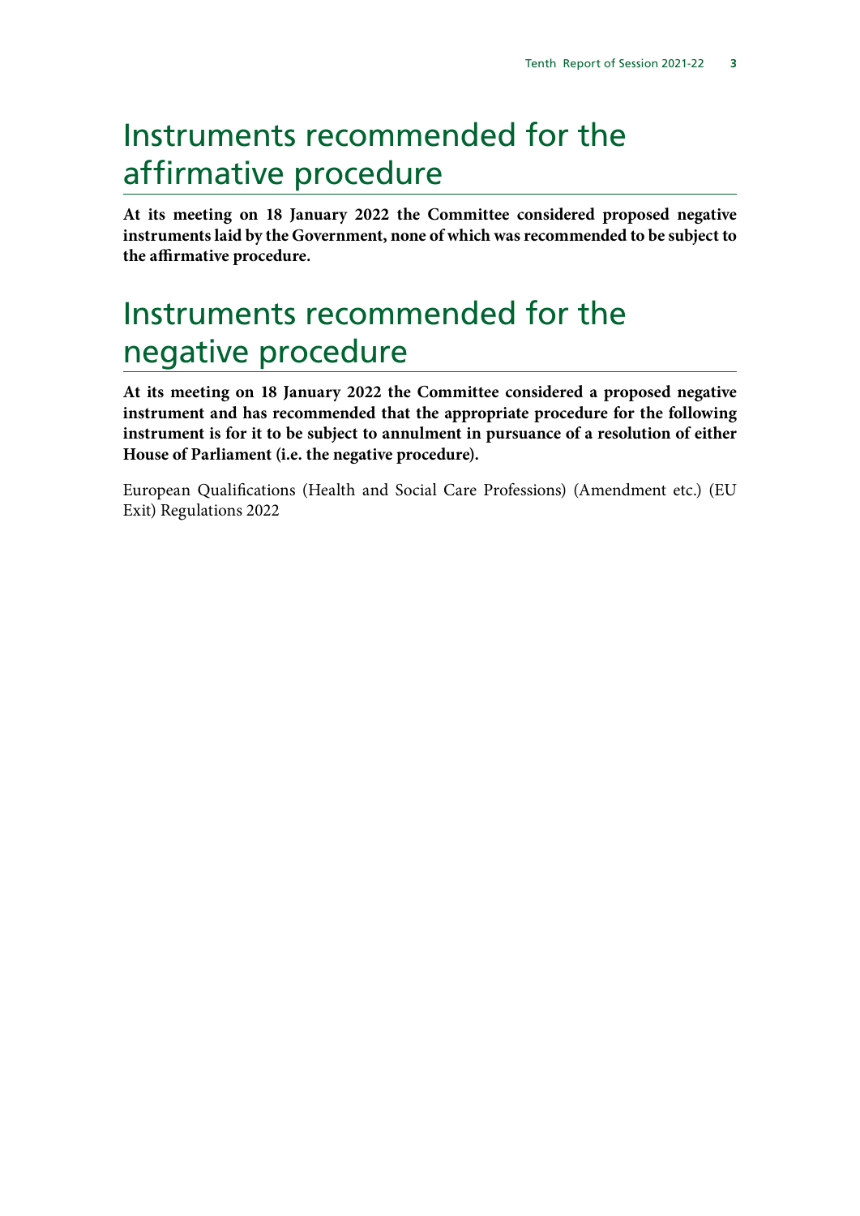# Instruments recommended for the affirmative procedure

**At its meeting on 18 January 2022 the Committee considered proposed negative instruments laid by the Government, none of which was recommended to be subject to the affirmative procedure.**

# Instruments recommended for the negative procedure

**At its meeting on 18 January 2022 the Committee considered a proposed negative instrument and has recommended that the appropriate procedure for the following instrument is for it to be subject to annulment in pursuance of a resolution of either House of Parliament (i.e. the negative procedure).**

European Qualifications (Health and Social Care Professions) (Amendment etc.) (EU Exit) Regulations 2022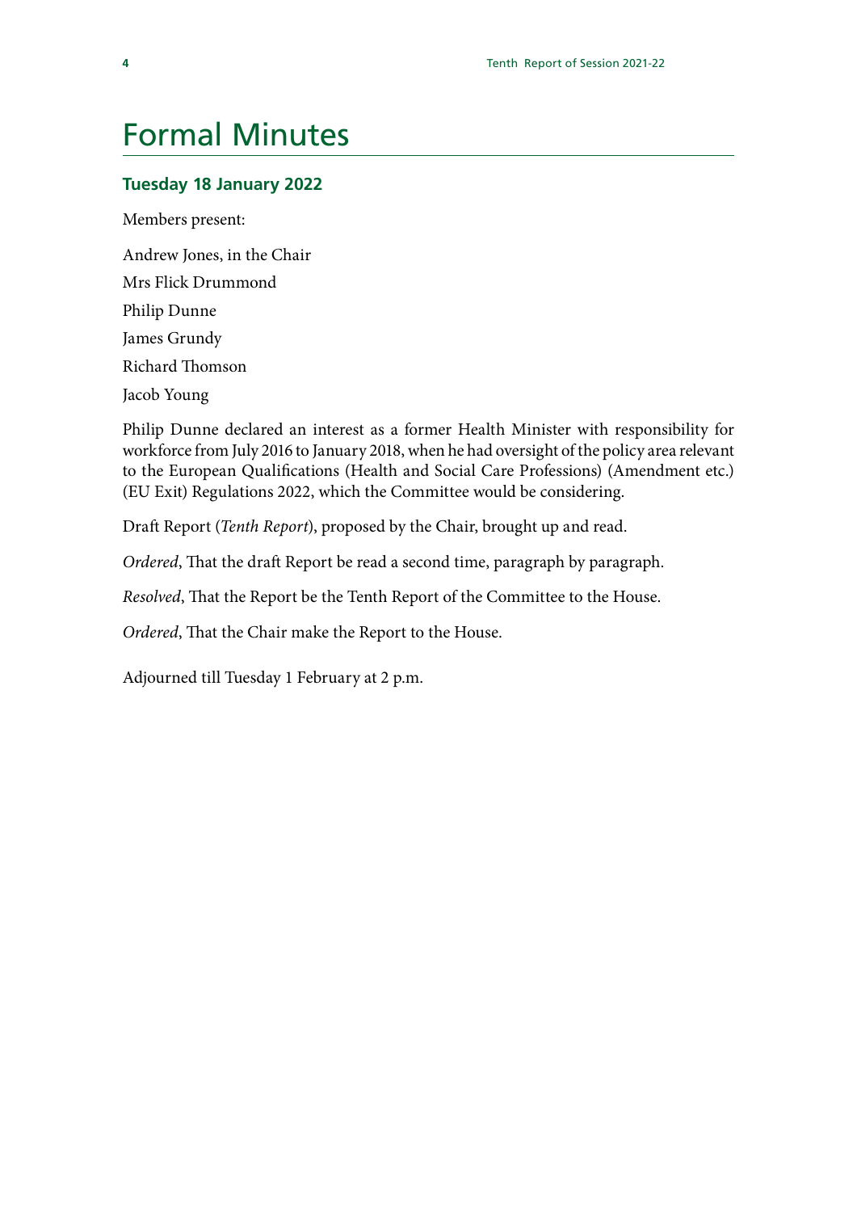# Formal Minutes

### Tuesday 18 January 2022

Members present:

Andrew Jones, in the Chair

Mrs Flick Drummond

Philip Dunne

James Grundy

Richard Thomson

Jacob Young

Philip Dunne declared an interest as a former Health Minister with responsibility for workforce from July 2016 to January 2018, when he had oversight of the policy area relevant to the European Qualifications (Health and Social Care Professions) (Amendment etc.) (EU Exit) Regulations 2022, which the Committee would be considering.

Draft Report (*Tenth Report*), proposed by the Chair, brought up and read.

*Ordered*, That the draft Report be read a second time, paragraph by paragraph.

*Resolved*, That the Report be the Tenth Report of the Committee to the House.

*Ordered*, That the Chair make the Report to the House.

Adjourned till Tuesday 1 February at 2 p.m.